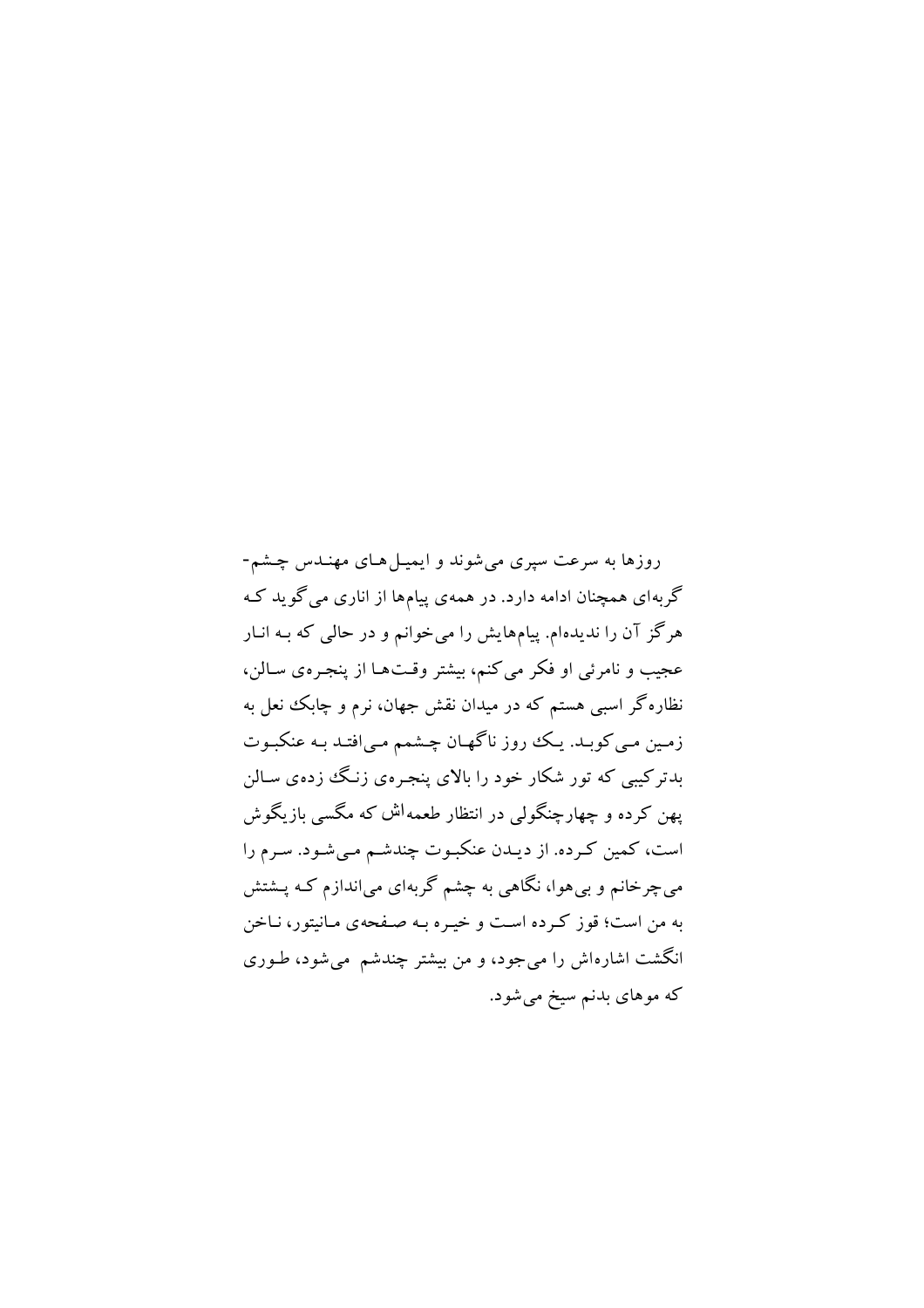روزها به سرعت سپری می‌شوند و ایمیل‌های مهندس چشم-گربه‌ای همچنان ادامه دارد. در همه‌ی پیام‌ها از اناری می‌گوید که هرگز آن را ندیده‌ام. پیام‌هایش را می‌خوانم و در حالی که به انار عجیب و نامرئی او فکر می‌کنم، بیشتر وقت‌ها از پنجره‌ی سالن، نظاره‌گر اسبی هستم که در میدان نقش جهان، نرم و چابک نعل به زمین می‌کوبد. یک روز ناگهان چشمم می‌افتد به عنکبوت بدترکیبی که تور شکار خود را بالای پنجره‌ی زنگ زده‌ی سالن پهن کرده و چهارچنگولی در انتظار طعمه‌اش که مگسی بازیگوش است، کمین کرده. از دیدن عنکبوت چندشم می‌شود. سرم را می‌چرخانم و بی‌هوا، نگاهی به چشم گربه‌ای می‌اندازم که پشتش به من است؛ قوز کرده است و خیره به صفحه‌ی مانیتور، ناخن انگشت اشاره‌اش را می‌جود، و من بیشتر چندشم می‌شود، طوری که موهای بدنم سیخ می‌شود.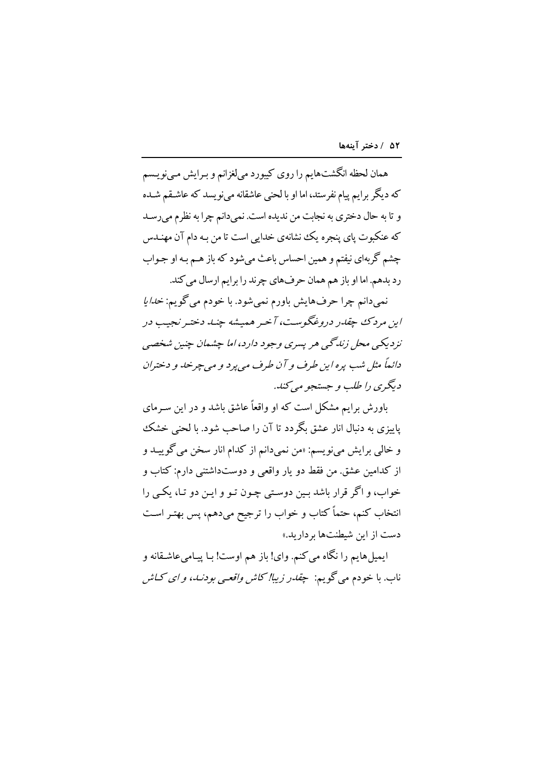همان لحظه انگشت‌هایم را روی کیبورد می‌لغزانم و برایش می‌نویسم که دیگر برایم پیام نفرستد، اما او با لحنی عاشقانه می‌نویسد که عاشقم شده و تا به حال دختری به نجابت من ندیده است. نمی‌دانم چرا به نظرم می‌رسد که عنکبوت پای پنجره یک نشانه‌ی خدایی است تا من به دام آن مهندس چشم گربه‌ای نیفتم و همین احساس باعث می‌شود که باز هم به او جواب رد بدهم. اما او باز هم همان حرف‌های چرند را برایم ارسال می‌کند.

نمی‌دانم چرا حرف‌هایش باورم نمی‌شود. با خودم می‌گویم: *خدایا این مردک چقدر دروغگوست، آخر همیشه چند دختر نجیب در نزدیکی محل زندگی هر پسری وجود دارد، اما چشمان چنین شخصی دائماً مثل شب پره این طرف و آن طرف می‌پرد و می‌چرخد و دختران دیگری را طلب و جستجو می‌کند.*

باورش برایم مشکل است که او واقعاً عاشق باشد و در این سرمای پاییزی به دنبال انار عشق بگردد تا آن را صاحب شود. با لحنی خشک و خالی برایش می‌نویسم: «من نمی‌دانم از کدام انار سخن می‌گویید و از کدامین عشق. من فقط دو یار واقعی و دوست‌داشتنی دارم: کتاب و خواب، و اگر قرار باشد بین دوستی چون تو و این دو تا، یکی را انتخاب کنم، حتماً کتاب و خواب را ترجیح می‌دهم، پس بهتر است دست از این شیطنت‌ها بردارید.»

ایمیل‌هایم را نگاه می‌کنم. وای! باز هم اوست! با پیامی عاشقانه و ناب. با خودم می‌گویم: *چقدر زیبا! کاش واقعی بودند، و ای کاش*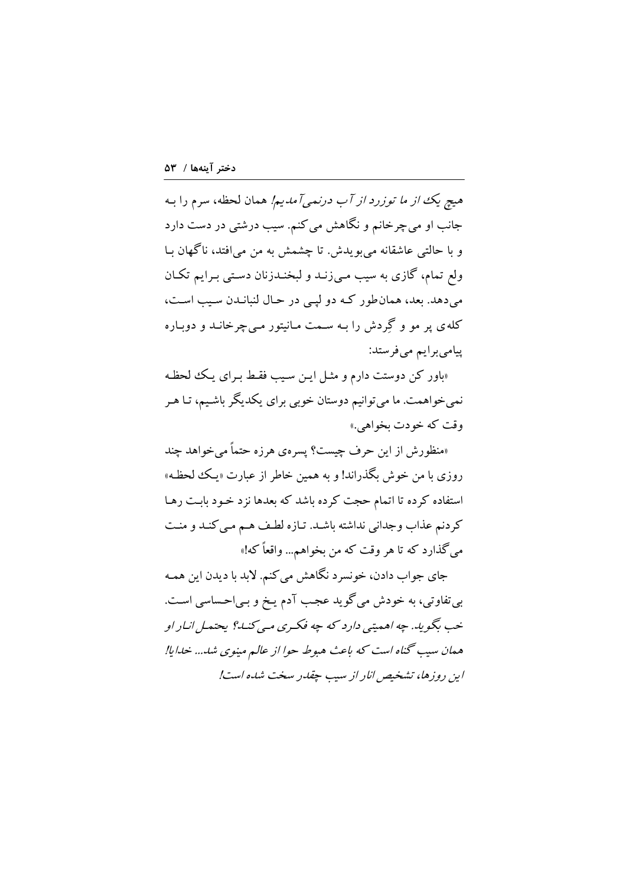*هیچ یک از ما توزرد از آب درنمی‌آمدیم!* همان لحظه، سرم را بـه جانب او می‌چرخانم و نگاهش می‌کنم. سیب درشتی در دست دارد و با حالتی عاشقانه می‌بویدش. تا چشمش به من می‌افتد، ناگهان بـا ولع تمام، گازی به سیب مـی‌زنـد و لبخنـدزنان دسـتی بـرایم تکـان می‌دهد. بعد، همان‌طور کـه دو لپـی در حـال لنبانـدن سـیب اسـت، کله‌ی پر مو و گِردش را بـه سـمت مـانیتور مـی‌چرخانـد و دوبـاره پیامی‌برایم می‌فرستد:

«باور کن دوستت دارم و مثـل ایـن سـیب فقـط بـرای یـک لحظـه نمی‌خواهمت. ما می‌توانیم دوستان خوبی برای یکدیگر باشـیم، تـا هـر وقت که خودت بخواهی.»

«منظورش از این حرف چیست؟ پسره‌ی هرزه حتماً می‌خواهد چند روزی با من خوش بگذراند! و به همین خاطر از عبارت «یـک لحظـه» استفاده کرده تا اتمام حجت کرده باشد که بعدها نزد خـود بابـت رهـا کردنم عذاب وجدانی نداشته باشـد. تـازه لطـف هـم مـی‌کنـد و منـت می‌گذارد که تا هر وقت که من بخواهم... واقعاً که!»

جای جواب دادن، خونسرد نگاهش می‌کنم. لابد با دیدن این همـه بی‌تفاوتی، به خودش می‌گوید عجـب آدم یـخ و بـی‌احـساسی اسـت. خب بگوید. *چه اهمیتی دارد که چه فکـری مـی‌کنـد؟ یحتمـل انـار او همان سیب گناه است که باعث هبوط حوا از عالم مینوی شد... خدایا! این روزها، تشخیص انار از سیب چقدر سخت شده است!*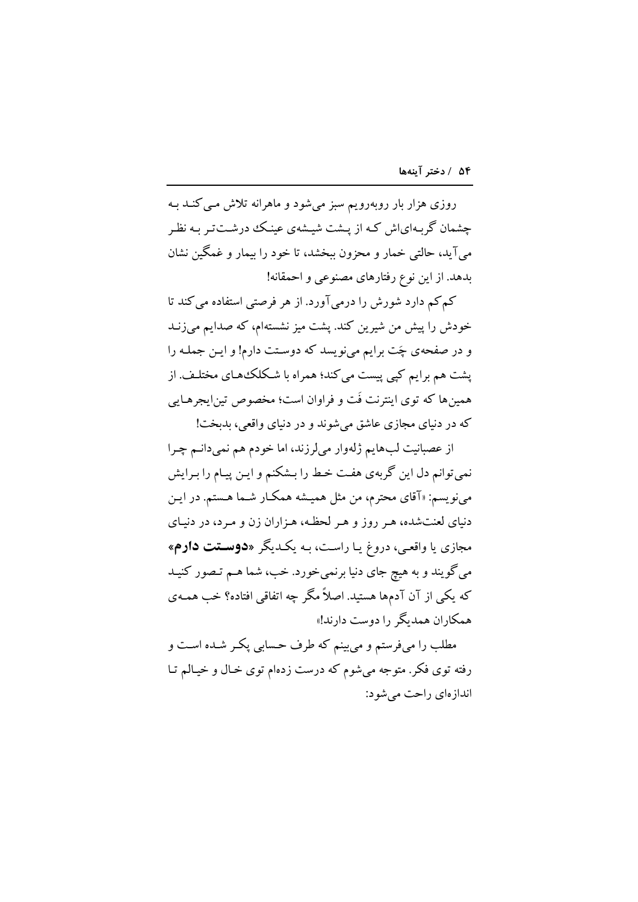روزی هزار بار روبه‌رویم سبز می‌شود و ماهرانه تلاش می‌کند به چشمان گربه‌ای‌اش که از پشت شیشه‌ی عینک درشت‌تر به نظر می‌آید، حالتی خمار و محزون ببخشد، تا خود را بیمار و غمگین نشان بدهد. از این نوع رفتارهای مصنوعی و احمقانه!

کم‌کم دارد شورش را درمی‌آورد. از هر فرصتی استفاده می‌کند تا خودش را پیش من شیرین کند. پشت میز نشسته‌ام، که صدایم می‌زند و در صفحه‌ی چَت برایم می‌نویسد که دوستت دارم! و این جمله را پشت هم برایم کپی پیست می‌کند؛ همراه با شکلک‌های مختلف. از همین‌ها که توی اینترنت فَت و فراوان است؛ مخصوص تین‌ایجرهایی که در دنیای مجازی عاشق می‌شوند و در دنیای واقعی، بدبخت!

از عصبانیت لب‌هایم ژله‌وار می‌لرزند، اما خودم هم نمی‌دانم چرا نمی‌توانم دل این گربه‌ی هفت خط را بشکنم و این پیام را برایش می‌نویسم: «آقای محترم، من مثل همیشه همکار شما هستم. در این دنیای لعنت‌شده، هر روز و هر لحظه، هزاران زن و مرد، در دنیای مجازی یا واقعی، دروغ یا راست، به یکدیگر **«دوستت دارم»** می‌گویند و به هیچ جای دنیا برنمی‌خورد. خب، شما هم تصور کنید که یکی از آن آدم‌ها هستید. اصلاً مگر چه اتفاقی افتاده؟ خب همه‌ی همکاران همدیگر را دوست دارند!»

مطلب را می‌فرستم و می‌بینم که طرف حسابی پکر شده است و رفته توی فکر. متوجه می‌شوم که درست زده‌ام توی خال و خیالم تا اندازه‌ای راحت می‌شود: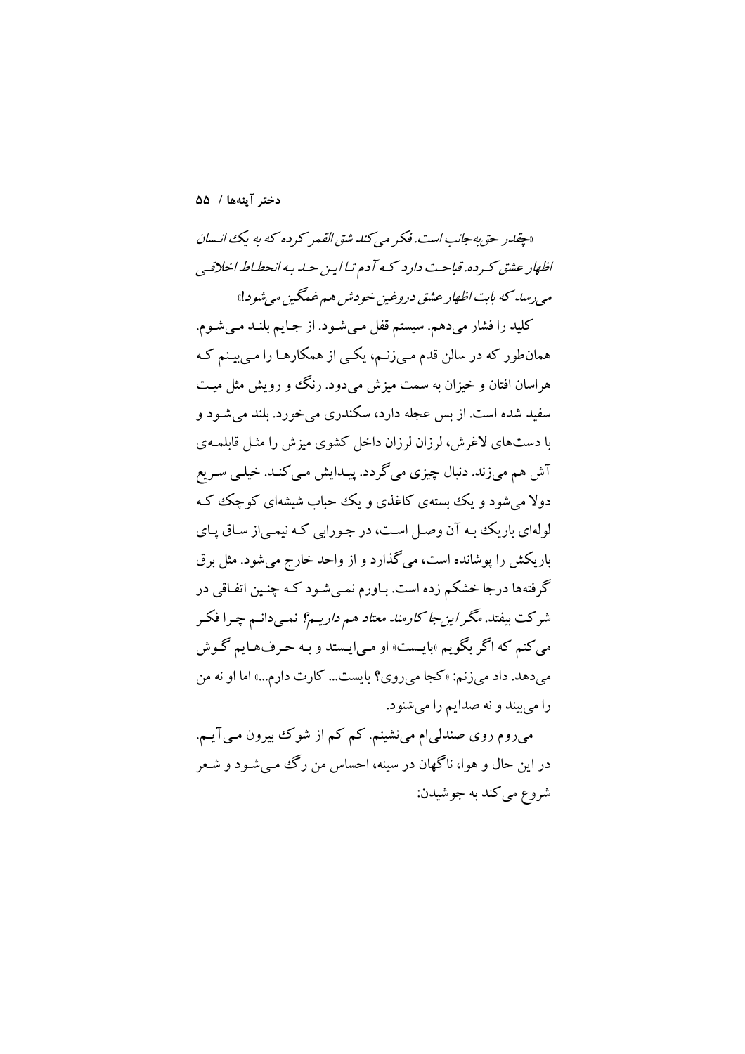«*چقدر حق‌به‌جانب است. فکر می‌کند شق‌القمر کرده که به یک انسان اظهار عشق کرده. قباحت دارد که آدم تا این حد به انحطاط اخلاقی می‌رسد که بابت اظهار عشق دروغین خودش هم غمگین می‌شود!*»

کلید را فشار می‌دهم. سیستم قفل می‌شود. از جایم بلند می‌شوم. همان‌طور که در سالن قدم می‌زنم، یکی از همکارها را می‌بینم که هراسان افتان و خیزان به سمت میزش می‌دود. رنگ و رویش مثل میت سفید شده است. از بس عجله دارد، سکندری می‌خورد. بلند می‌شود و با دست‌های لاغرش، لرزان لرزان داخل کشوی میزش را مثل قابلمه‌ی آش هم می‌زند. دنبال چیزی می‌گردد. پیدایش می‌کند. خیلی سریع دولا می‌شود و یک بسته‌ی کاغذی و یک حباب شیشه‌ای کوچک که لوله‌ای باریک به آن وصل است، در جورابی که نیمی‌از ساق پای باریکش را پوشانده است، می‌گذارد و از واحد خارج می‌شود. مثل برق گرفته‌ها درجا خشکم زده است. باورم نمی‌شود که چنین اتفاقی در شرکت بیفتد. *مگر این‌جا کارمند معتاد هم داریم؟* نمی‌دانم چرا فکر می‌کنم که اگر بگویم «بایست» او می‌ایستد و به حرف‌هایم گوش می‌دهد. داد می‌زنم: «کجا می‌روی؟ بایست... کارت دارم...» اما او نه من را می‌بیند و نه صدایم را می‌شنود.

می‌روم روی صندلی‌ام می‌نشینم. کم کم از شوک بیرون می‌آیم. در این حال و هوا، ناگهان در سینه، احساس من رگ می‌شود و شعر شروع می‌کند به جوشیدن: